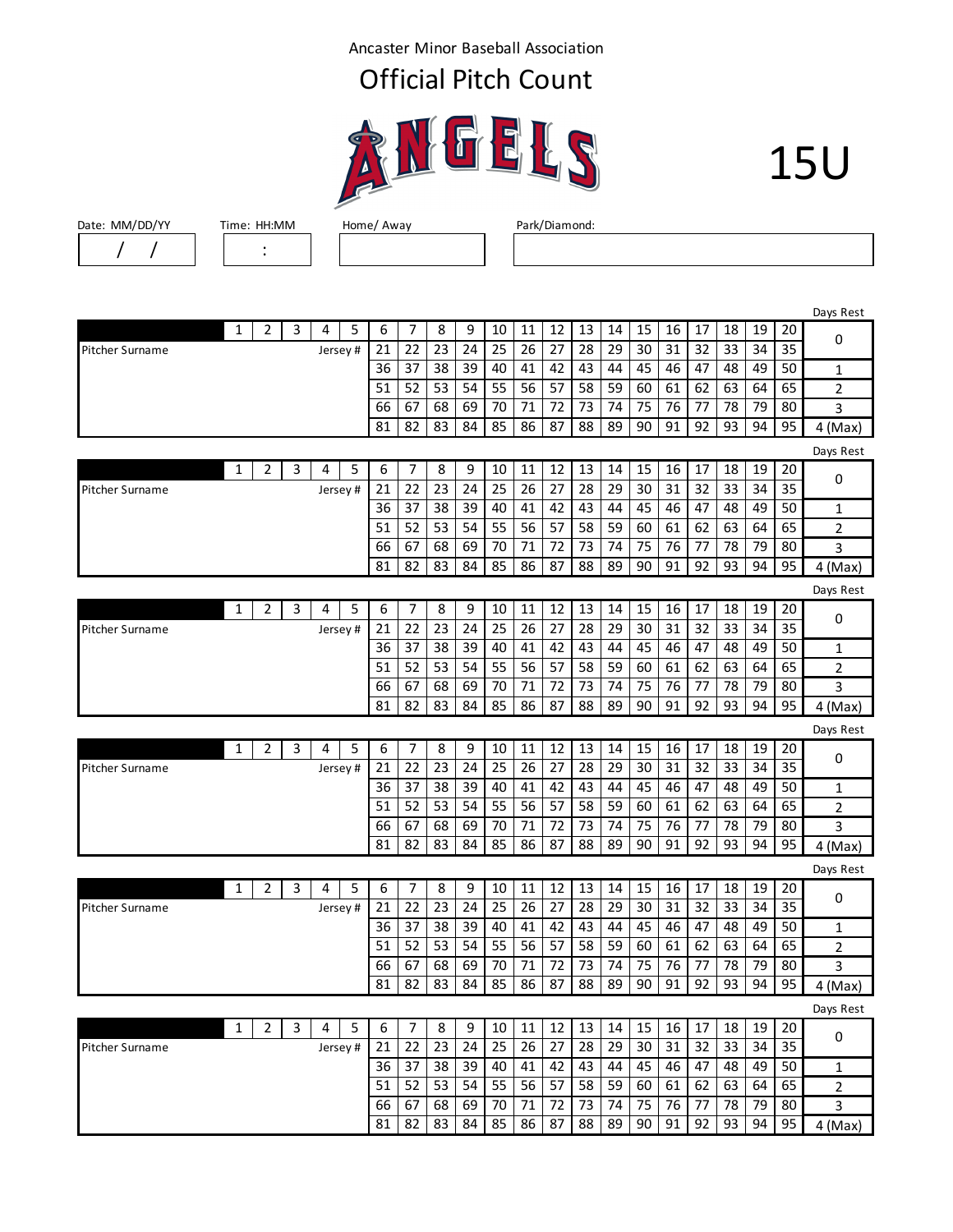Ancaster Minor Baseball Association

# Official Pitch Count

ANGELS

15U

| Date: MM/DD/YY | Time: HH:MM | Home/ Away | Park/Diamond: |
|---|---|---|---|
| / / | : | | |

Days Rest

| | 1 | 2 | 3 | 4 | 5 | 6 | 7 | 8 | 9 | 10 | 11 | 12 | 13 | 14 | 15 | 16 | 17 | 18 | 19 | 20 | 0 |
|---|---|---|---|---|---|---|---|---|---|---|---|---|---|---|---|---|---|---|---|---|---|
| Pitcher Surname | | | | | Jersey # | 21 | 22 | 23 | 24 | 25 | 26 | 27 | 28 | 29 | 30 | 31 | 32 | 33 | 34 | 35 | |
| | | | | | | 36 | 37 | 38 | 39 | 40 | 41 | 42 | 43 | 44 | 45 | 46 | 47 | 48 | 49 | 50 | 1 |
| | | | | | | 51 | 52 | 53 | 54 | 55 | 56 | 57 | 58 | 59 | 60 | 61 | 62 | 63 | 64 | 65 | 2 |
| | | | | | | 66 | 67 | 68 | 69 | 70 | 71 | 72 | 73 | 74 | 75 | 76 | 77 | 78 | 79 | 80 | 3 |
| | | | | | | 81 | 82 | 83 | 84 | 85 | 86 | 87 | 88 | 89 | 90 | 91 | 92 | 93 | 94 | 95 | 4 (Max) |

Days Rest

| | 1 | 2 | 3 | 4 | 5 | 6 | 7 | 8 | 9 | 10 | 11 | 12 | 13 | 14 | 15 | 16 | 17 | 18 | 19 | 20 | 0 |
|---|---|---|---|---|---|---|---|---|---|---|---|---|---|---|---|---|---|---|---|---|---|
| Pitcher Surname | | | | | Jersey # | 21 | 22 | 23 | 24 | 25 | 26 | 27 | 28 | 29 | 30 | 31 | 32 | 33 | 34 | 35 | |
| | | | | | | 36 | 37 | 38 | 39 | 40 | 41 | 42 | 43 | 44 | 45 | 46 | 47 | 48 | 49 | 50 | 1 |
| | | | | | | 51 | 52 | 53 | 54 | 55 | 56 | 57 | 58 | 59 | 60 | 61 | 62 | 63 | 64 | 65 | 2 |
| | | | | | | 66 | 67 | 68 | 69 | 70 | 71 | 72 | 73 | 74 | 75 | 76 | 77 | 78 | 79 | 80 | 3 |
| | | | | | | 81 | 82 | 83 | 84 | 85 | 86 | 87 | 88 | 89 | 90 | 91 | 92 | 93 | 94 | 95 | 4 (Max) |

Days Rest

| | 1 | 2 | 3 | 4 | 5 | 6 | 7 | 8 | 9 | 10 | 11 | 12 | 13 | 14 | 15 | 16 | 17 | 18 | 19 | 20 | 0 |
|---|---|---|---|---|---|---|---|---|---|---|---|---|---|---|---|---|---|---|---|---|---|
| Pitcher Surname | | | | | Jersey # | 21 | 22 | 23 | 24 | 25 | 26 | 27 | 28 | 29 | 30 | 31 | 32 | 33 | 34 | 35 | |
| | | | | | | 36 | 37 | 38 | 39 | 40 | 41 | 42 | 43 | 44 | 45 | 46 | 47 | 48 | 49 | 50 | 1 |
| | | | | | | 51 | 52 | 53 | 54 | 55 | 56 | 57 | 58 | 59 | 60 | 61 | 62 | 63 | 64 | 65 | 2 |
| | | | | | | 66 | 67 | 68 | 69 | 70 | 71 | 72 | 73 | 74 | 75 | 76 | 77 | 78 | 79 | 80 | 3 |
| | | | | | | 81 | 82 | 83 | 84 | 85 | 86 | 87 | 88 | 89 | 90 | 91 | 92 | 93 | 94 | 95 | 4 (Max) |

Days Rest

| | 1 | 2 | 3 | 4 | 5 | 6 | 7 | 8 | 9 | 10 | 11 | 12 | 13 | 14 | 15 | 16 | 17 | 18 | 19 | 20 | 0 |
|---|---|---|---|---|---|---|---|---|---|---|---|---|---|---|---|---|---|---|---|---|---|
| Pitcher Surname | | | | | Jersey # | 21 | 22 | 23 | 24 | 25 | 26 | 27 | 28 | 29 | 30 | 31 | 32 | 33 | 34 | 35 | |
| | | | | | | 36 | 37 | 38 | 39 | 40 | 41 | 42 | 43 | 44 | 45 | 46 | 47 | 48 | 49 | 50 | 1 |
| | | | | | | 51 | 52 | 53 | 54 | 55 | 56 | 57 | 58 | 59 | 60 | 61 | 62 | 63 | 64 | 65 | 2 |
| | | | | | | 66 | 67 | 68 | 69 | 70 | 71 | 72 | 73 | 74 | 75 | 76 | 77 | 78 | 79 | 80 | 3 |
| | | | | | | 81 | 82 | 83 | 84 | 85 | 86 | 87 | 88 | 89 | 90 | 91 | 92 | 93 | 94 | 95 | 4 (Max) |

Days Rest

| | 1 | 2 | 3 | 4 | 5 | 6 | 7 | 8 | 9 | 10 | 11 | 12 | 13 | 14 | 15 | 16 | 17 | 18 | 19 | 20 | 0 |
|---|---|---|---|---|---|---|---|---|---|---|---|---|---|---|---|---|---|---|---|---|---|
| Pitcher Surname | | | | | Jersey # | 21 | 22 | 23 | 24 | 25 | 26 | 27 | 28 | 29 | 30 | 31 | 32 | 33 | 34 | 35 | |
| | | | | | | 36 | 37 | 38 | 39 | 40 | 41 | 42 | 43 | 44 | 45 | 46 | 47 | 48 | 49 | 50 | 1 |
| | | | | | | 51 | 52 | 53 | 54 | 55 | 56 | 57 | 58 | 59 | 60 | 61 | 62 | 63 | 64 | 65 | 2 |
| | | | | | | 66 | 67 | 68 | 69 | 70 | 71 | 72 | 73 | 74 | 75 | 76 | 77 | 78 | 79 | 80 | 3 |
| | | | | | | 81 | 82 | 83 | 84 | 85 | 86 | 87 | 88 | 89 | 90 | 91 | 92 | 93 | 94 | 95 | 4 (Max) |

Days Rest

| | 1 | 2 | 3 | 4 | 5 | 6 | 7 | 8 | 9 | 10 | 11 | 12 | 13 | 14 | 15 | 16 | 17 | 18 | 19 | 20 | 0 |
|---|---|---|---|---|---|---|---|---|---|---|---|---|---|---|---|---|---|---|---|---|---|
| Pitcher Surname | | | | | Jersey # | 21 | 22 | 23 | 24 | 25 | 26 | 27 | 28 | 29 | 30 | 31 | 32 | 33 | 34 | 35 | |
| | | | | | | 36 | 37 | 38 | 39 | 40 | 41 | 42 | 43 | 44 | 45 | 46 | 47 | 48 | 49 | 50 | 1 |
| | | | | | | 51 | 52 | 53 | 54 | 55 | 56 | 57 | 58 | 59 | 60 | 61 | 62 | 63 | 64 | 65 | 2 |
| | | | | | | 66 | 67 | 68 | 69 | 70 | 71 | 72 | 73 | 74 | 75 | 76 | 77 | 78 | 79 | 80 | 3 |
| | | | | | | 81 | 82 | 83 | 84 | 85 | 86 | 87 | 88 | 89 | 90 | 91 | 92 | 93 | 94 | 95 | 4 (Max) |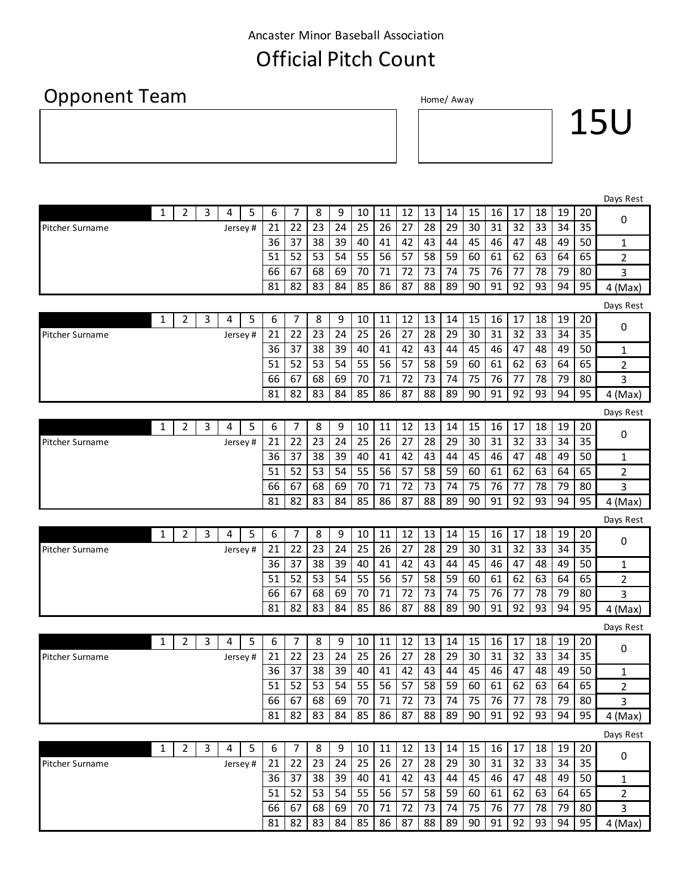Ancaster Minor Baseball Association

# Official Pitch Count

## Opponent Team

Home/ Away

# 15U

| | 1 | 2 | 3 | 4 | 5 | 6 | 7 | 8 | 9 | 10 | 11 | 12 | 13 | 14 | 15 | 16 | 17 | 18 | 19 | 20 | Days Rest |
|---|---|---|---|---|---|---|---|---|---|---|---|---|---|---|---|---|---|---|---|---|---|
| Pitcher Surname | | | | Jersey # | | 21 | 22 | 23 | 24 | 25 | 26 | 27 | 28 | 29 | 30 | 31 | 32 | 33 | 34 | 35 | 0 |
| | | | | | | 36 | 37 | 38 | 39 | 40 | 41 | 42 | 43 | 44 | 45 | 46 | 47 | 48 | 49 | 50 | 1 |
| | | | | | | 51 | 52 | 53 | 54 | 55 | 56 | 57 | 58 | 59 | 60 | 61 | 62 | 63 | 64 | 65 | 2 |
| | | | | | | 66 | 67 | 68 | 69 | 70 | 71 | 72 | 73 | 74 | 75 | 76 | 77 | 78 | 79 | 80 | 3 |
| | | | | | | 81 | 82 | 83 | 84 | 85 | 86 | 87 | 88 | 89 | 90 | 91 | 92 | 93 | 94 | 95 | 4 (Max) |

| | 1 | 2 | 3 | 4 | 5 | 6 | 7 | 8 | 9 | 10 | 11 | 12 | 13 | 14 | 15 | 16 | 17 | 18 | 19 | 20 | Days Rest |
|---|---|---|---|---|---|---|---|---|---|---|---|---|---|---|---|---|---|---|---|---|---|
| Pitcher Surname | | | | Jersey # | | 21 | 22 | 23 | 24 | 25 | 26 | 27 | 28 | 29 | 30 | 31 | 32 | 33 | 34 | 35 | 0 |
| | | | | | | 36 | 37 | 38 | 39 | 40 | 41 | 42 | 43 | 44 | 45 | 46 | 47 | 48 | 49 | 50 | 1 |
| | | | | | | 51 | 52 | 53 | 54 | 55 | 56 | 57 | 58 | 59 | 60 | 61 | 62 | 63 | 64 | 65 | 2 |
| | | | | | | 66 | 67 | 68 | 69 | 70 | 71 | 72 | 73 | 74 | 75 | 76 | 77 | 78 | 79 | 80 | 3 |
| | | | | | | 81 | 82 | 83 | 84 | 85 | 86 | 87 | 88 | 89 | 90 | 91 | 92 | 93 | 94 | 95 | 4 (Max) |

| | 1 | 2 | 3 | 4 | 5 | 6 | 7 | 8 | 9 | 10 | 11 | 12 | 13 | 14 | 15 | 16 | 17 | 18 | 19 | 20 | Days Rest |
|---|---|---|---|---|---|---|---|---|---|---|---|---|---|---|---|---|---|---|---|---|---|
| Pitcher Surname | | | | Jersey # | | 21 | 22 | 23 | 24 | 25 | 26 | 27 | 28 | 29 | 30 | 31 | 32 | 33 | 34 | 35 | 0 |
| | | | | | | 36 | 37 | 38 | 39 | 40 | 41 | 42 | 43 | 44 | 45 | 46 | 47 | 48 | 49 | 50 | 1 |
| | | | | | | 51 | 52 | 53 | 54 | 55 | 56 | 57 | 58 | 59 | 60 | 61 | 62 | 63 | 64 | 65 | 2 |
| | | | | | | 66 | 67 | 68 | 69 | 70 | 71 | 72 | 73 | 74 | 75 | 76 | 77 | 78 | 79 | 80 | 3 |
| | | | | | | 81 | 82 | 83 | 84 | 85 | 86 | 87 | 88 | 89 | 90 | 91 | 92 | 93 | 94 | 95 | 4 (Max) |

| | 1 | 2 | 3 | 4 | 5 | 6 | 7 | 8 | 9 | 10 | 11 | 12 | 13 | 14 | 15 | 16 | 17 | 18 | 19 | 20 | Days Rest |
|---|---|---|---|---|---|---|---|---|---|---|---|---|---|---|---|---|---|---|---|---|---|
| Pitcher Surname | | | | Jersey # | | 21 | 22 | 23 | 24 | 25 | 26 | 27 | 28 | 29 | 30 | 31 | 32 | 33 | 34 | 35 | 0 |
| | | | | | | 36 | 37 | 38 | 39 | 40 | 41 | 42 | 43 | 44 | 45 | 46 | 47 | 48 | 49 | 50 | 1 |
| | | | | | | 51 | 52 | 53 | 54 | 55 | 56 | 57 | 58 | 59 | 60 | 61 | 62 | 63 | 64 | 65 | 2 |
| | | | | | | 66 | 67 | 68 | 69 | 70 | 71 | 72 | 73 | 74 | 75 | 76 | 77 | 78 | 79 | 80 | 3 |
| | | | | | | 81 | 82 | 83 | 84 | 85 | 86 | 87 | 88 | 89 | 90 | 91 | 92 | 93 | 94 | 95 | 4 (Max) |

| | 1 | 2 | 3 | 4 | 5 | 6 | 7 | 8 | 9 | 10 | 11 | 12 | 13 | 14 | 15 | 16 | 17 | 18 | 19 | 20 | Days Rest |
|---|---|---|---|---|---|---|---|---|---|---|---|---|---|---|---|---|---|---|---|---|---|
| Pitcher Surname | | | | Jersey # | | 21 | 22 | 23 | 24 | 25 | 26 | 27 | 28 | 29 | 30 | 31 | 32 | 33 | 34 | 35 | 0 |
| | | | | | | 36 | 37 | 38 | 39 | 40 | 41 | 42 | 43 | 44 | 45 | 46 | 47 | 48 | 49 | 50 | 1 |
| | | | | | | 51 | 52 | 53 | 54 | 55 | 56 | 57 | 58 | 59 | 60 | 61 | 62 | 63 | 64 | 65 | 2 |
| | | | | | | 66 | 67 | 68 | 69 | 70 | 71 | 72 | 73 | 74 | 75 | 76 | 77 | 78 | 79 | 80 | 3 |
| | | | | | | 81 | 82 | 83 | 84 | 85 | 86 | 87 | 88 | 89 | 90 | 91 | 92 | 93 | 94 | 95 | 4 (Max) |

| | 1 | 2 | 3 | 4 | 5 | 6 | 7 | 8 | 9 | 10 | 11 | 12 | 13 | 14 | 15 | 16 | 17 | 18 | 19 | 20 | Days Rest |
|---|---|---|---|---|---|---|---|---|---|---|---|---|---|---|---|---|---|---|---|---|---|
| Pitcher Surname | | | | Jersey # | | 21 | 22 | 23 | 24 | 25 | 26 | 27 | 28 | 29 | 30 | 31 | 32 | 33 | 34 | 35 | 0 |
| | | | | | | 36 | 37 | 38 | 39 | 40 | 41 | 42 | 43 | 44 | 45 | 46 | 47 | 48 | 49 | 50 | 1 |
| | | | | | | 51 | 52 | 53 | 54 | 55 | 56 | 57 | 58 | 59 | 60 | 61 | 62 | 63 | 64 | 65 | 2 |
| | | | | | | 66 | 67 | 68 | 69 | 70 | 71 | 72 | 73 | 74 | 75 | 76 | 77 | 78 | 79 | 80 | 3 |
| | | | | | | 81 | 82 | 83 | 84 | 85 | 86 | 87 | 88 | 89 | 90 | 91 | 92 | 93 | 94 | 95 | 4 (Max) |